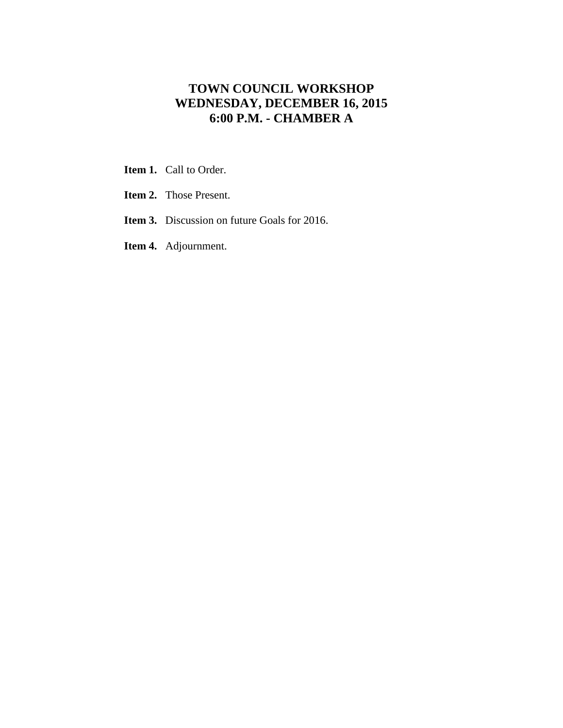# TOWN COUNCIL WORKSHOP
# WEDNESDAY, DECEMBER 16, 2015
# 6:00 P.M. - CHAMBER A

**Item 1.** Call to Order.

**Item 2.** Those Present.

**Item 3.** Discussion on future Goals for 2016.

**Item 4.** Adjournment.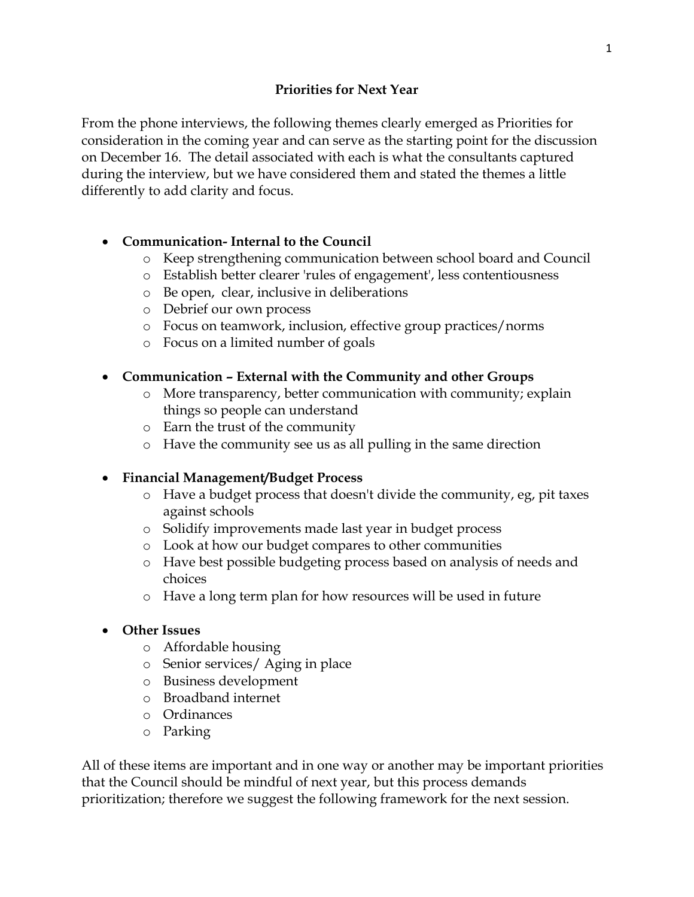## Priorities for Next Year

From the phone interviews, the following themes clearly emerged as Priorities for consideration in the coming year and can serve as the starting point for the discussion on December 16. The detail associated with each is what the consultants captured during the interview, but we have considered them and stated the themes a little differently to add clarity and focus.

- **Communication- Internal to the Council**
  - Keep strengthening communication between school board and Council
  - Establish better clearer 'rules of engagement', less contentiousness
  - Be open, clear, inclusive in deliberations
  - Debrief our own process
  - Focus on teamwork, inclusion, effective group practices/norms
  - Focus on a limited number of goals

- **Communication – External with the Community and other Groups**
  - More transparency, better communication with community; explain things so people can understand
  - Earn the trust of the community
  - Have the community see us as all pulling in the same direction

- **Financial Management/Budget Process**
  - Have a budget process that doesn't divide the community, eg, pit taxes against schools
  - Solidify improvements made last year in budget process
  - Look at how our budget compares to other communities
  - Have best possible budgeting process based on analysis of needs and choices
  - Have a long term plan for how resources will be used in future

- **Other Issues**
  - Affordable housing
  - Senior services/ Aging in place
  - Business development
  - Broadband internet
  - Ordinances
  - Parking

All of these items are important and in one way or another may be important priorities that the Council should be mindful of next year, but this process demands prioritization; therefore we suggest the following framework for the next session.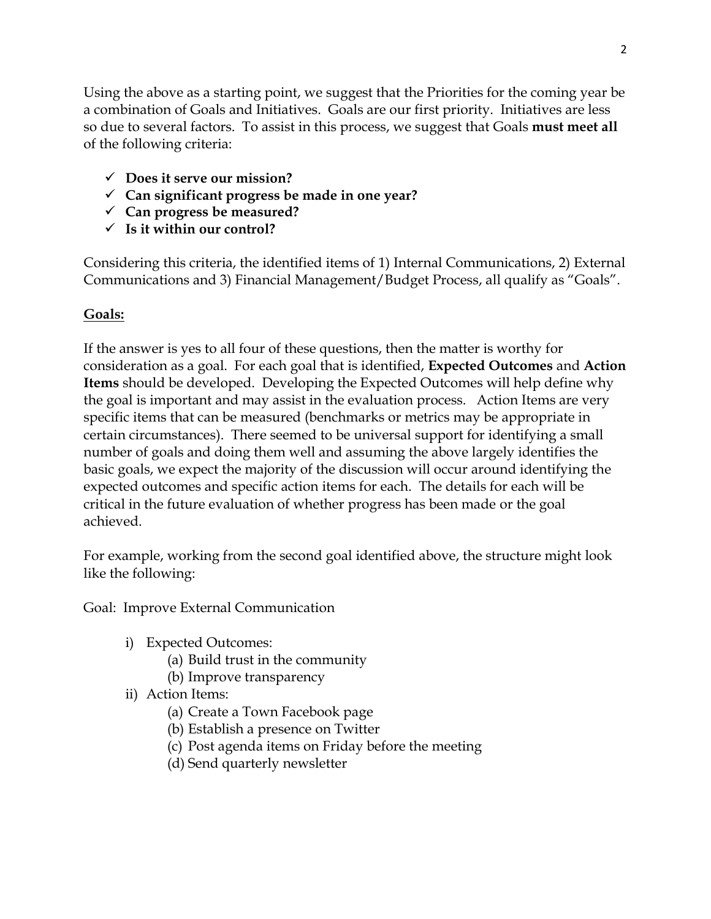Using the above as a starting point, we suggest that the Priorities for the coming year be a combination of Goals and Initiatives. Goals are our first priority. Initiatives are less so due to several factors. To assist in this process, we suggest that Goals **must meet all** of the following criteria:

- ✓ **Does it serve our mission?**
- ✓ **Can significant progress be made in one year?**
- ✓ **Can progress be measured?**
- ✓ **Is it within our control?**

Considering this criteria, the identified items of 1) Internal Communications, 2) External Communications and 3) Financial Management/Budget Process, all qualify as "Goals".

**<u>Goals:</u>**

If the answer is yes to all four of these questions, then the matter is worthy for consideration as a goal. For each goal that is identified, **Expected Outcomes** and **Action Items** should be developed. Developing the Expected Outcomes will help define why the goal is important and may assist in the evaluation process. Action Items are very specific items that can be measured (benchmarks or metrics may be appropriate in certain circumstances). There seemed to be universal support for identifying a small number of goals and doing them well and assuming the above largely identifies the basic goals, we expect the majority of the discussion will occur around identifying the expected outcomes and specific action items for each. The details for each will be critical in the future evaluation of whether progress has been made or the goal achieved.

For example, working from the second goal identified above, the structure might look like the following:

Goal: Improve External Communication

- i) Expected Outcomes:
  - (a) Build trust in the community
  - (b) Improve transparency
- ii) Action Items:
  - (a) Create a Town Facebook page
  - (b) Establish a presence on Twitter
  - (c) Post agenda items on Friday before the meeting
  - (d) Send quarterly newsletter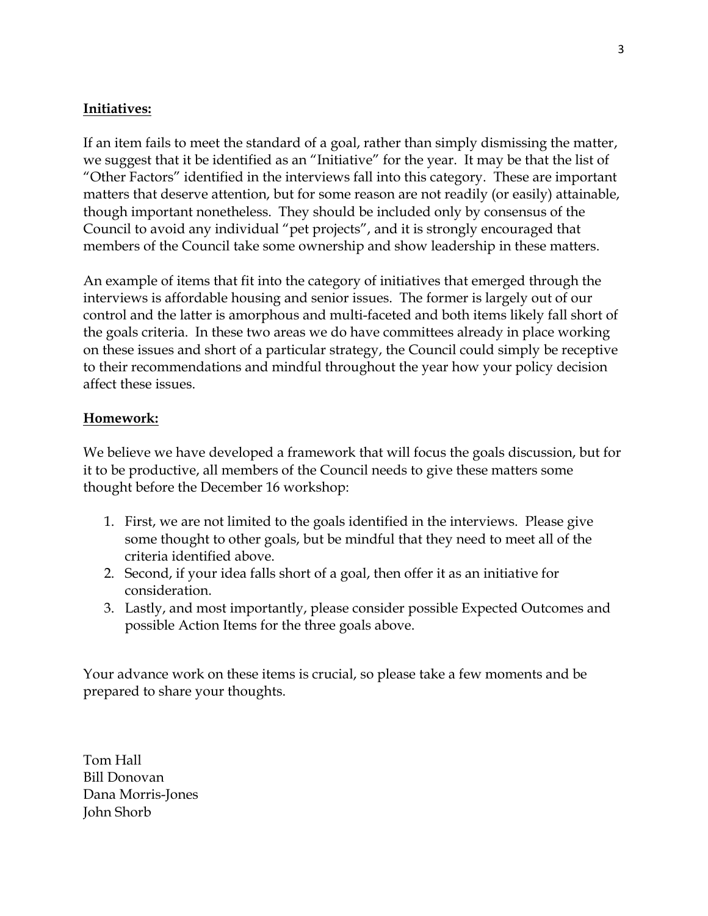**Initiatives:**

If an item fails to meet the standard of a goal, rather than simply dismissing the matter, we suggest that it be identified as an "Initiative" for the year. It may be that the list of "Other Factors" identified in the interviews fall into this category. These are important matters that deserve attention, but for some reason are not readily (or easily) attainable, though important nonetheless. They should be included only by consensus of the Council to avoid any individual "pet projects", and it is strongly encouraged that members of the Council take some ownership and show leadership in these matters.

An example of items that fit into the category of initiatives that emerged through the interviews is affordable housing and senior issues. The former is largely out of our control and the latter is amorphous and multi-faceted and both items likely fall short of the goals criteria. In these two areas we do have committees already in place working on these issues and short of a particular strategy, the Council could simply be receptive to their recommendations and mindful throughout the year how your policy decision affect these issues.

**Homework:**

We believe we have developed a framework that will focus the goals discussion, but for it to be productive, all members of the Council needs to give these matters some thought before the December 16 workshop:

1. First, we are not limited to the goals identified in the interviews. Please give some thought to other goals, but be mindful that they need to meet all of the criteria identified above.
2. Second, if your idea falls short of a goal, then offer it as an initiative for consideration.
3. Lastly, and most importantly, please consider possible Expected Outcomes and possible Action Items for the three goals above.

Your advance work on these items is crucial, so please take a few moments and be prepared to share your thoughts.

Tom Hall
Bill Donovan
Dana Morris-Jones
John Shorb